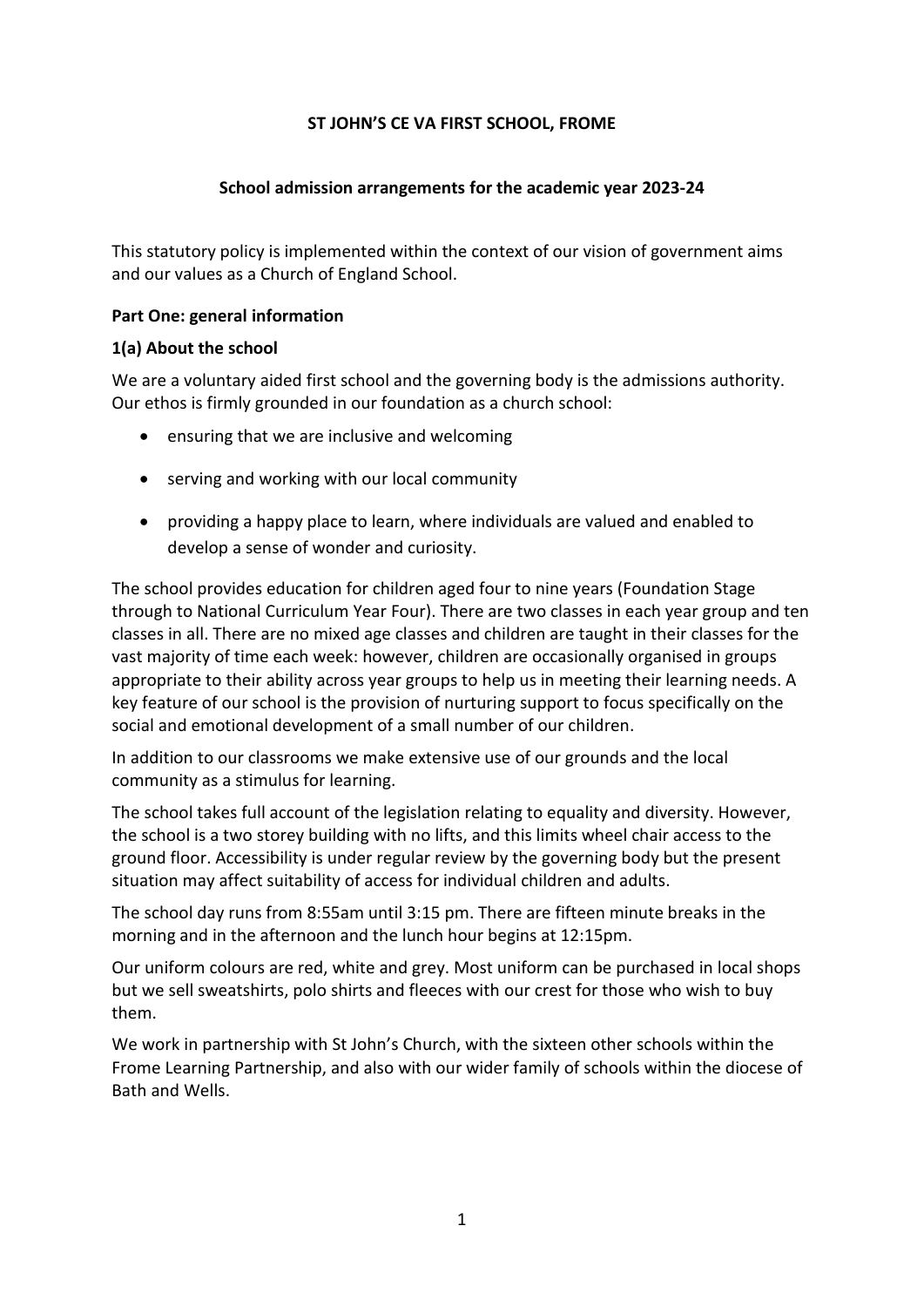# ST JOHN'S CE VA FIRST SCHOOL, FROME

## School admission arrangements for the academic year 2023-24

This statutory policy is implemented within the context of our vision of government aims and our values as a Church of England School.

### Part One: general information

#### 1(a) About the school

We are a voluntary aided first school and the governing body is the admissions authority. Our ethos is firmly grounded in our foundation as a church school:

- ensuring that we are inclusive and welcoming
- serving and working with our local community
- providing a happy place to learn, where individuals are valued and enabled to develop a sense of wonder and curiosity.

The school provides education for children aged four to nine years (Foundation Stage through to National Curriculum Year Four). There are two classes in each year group and ten classes in all. There are no mixed age classes and children are taught in their classes for the vast majority of time each week: however, children are occasionally organised in groups appropriate to their ability across year groups to help us in meeting their learning needs. A key feature of our school is the provision of nurturing support to focus specifically on the social and emotional development of a small number of our children.

In addition to our classrooms we make extensive use of our grounds and the local community as a stimulus for learning.

The school takes full account of the legislation relating to equality and diversity. However, the school is a two storey building with no lifts, and this limits wheel chair access to the ground floor. Accessibility is under regular review by the governing body but the present situation may affect suitability of access for individual children and adults.

The school day runs from 8:55am until 3:15 pm. There are fifteen minute breaks in the morning and in the afternoon and the lunch hour begins at 12:15pm.

Our uniform colours are red, white and grey. Most uniform can be purchased in local shops but we sell sweatshirts, polo shirts and fleeces with our crest for those who wish to buy them.

We work in partnership with St John's Church, with the sixteen other schools within the Frome Learning Partnership, and also with our wider family of schools within the diocese of Bath and Wells.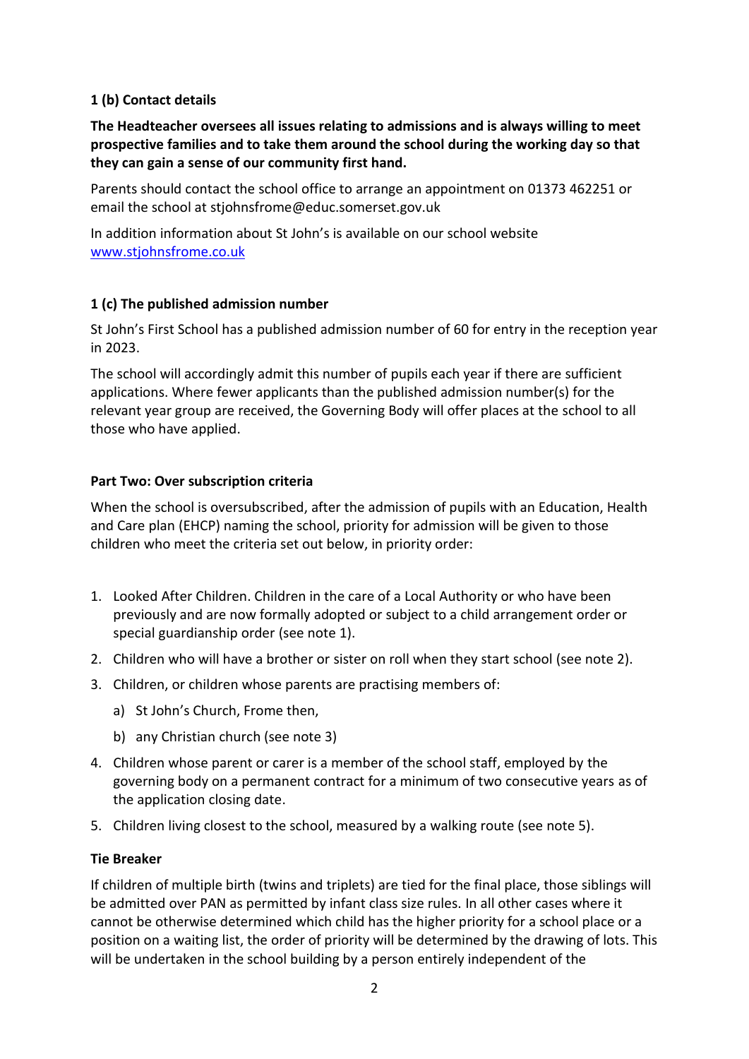### 1 (b) Contact details

**The Headteacher oversees all issues relating to admissions and is always willing to meet prospective families and to take them around the school during the working day so that they can gain a sense of our community first hand.**

Parents should contact the school office to arrange an appointment on 01373 462251 or email the school at stjohnsfrome@educ.somerset.gov.uk

In addition information about St John's is available on our school website [www.stjohnsfrome.co.uk](www.stjohnsfrome.co.uk)

### 1 (c) The published admission number

St John's First School has a published admission number of 60 for entry in the reception year in 2023.

The school will accordingly admit this number of pupils each year if there are sufficient applications. Where fewer applicants than the published admission number(s) for the relevant year group are received, the Governing Body will offer places at the school to all those who have applied.

### Part Two: Over subscription criteria

When the school is oversubscribed, after the admission of pupils with an Education, Health and Care plan (EHCP) naming the school, priority for admission will be given to those children who meet the criteria set out below, in priority order:

1. Looked After Children. Children in the care of a Local Authority or who have been previously and are now formally adopted or subject to a child arrangement order or special guardianship order (see note 1).
2. Children who will have a brother or sister on roll when they start school (see note 2).
3. Children, or children whose parents are practising members of:
   a) St John's Church, Frome then,
   b) any Christian church (see note 3)
4. Children whose parent or carer is a member of the school staff, employed by the governing body on a permanent contract for a minimum of two consecutive years as of the application closing date.
5. Children living closest to the school, measured by a walking route (see note 5).

### Tie Breaker

If children of multiple birth (twins and triplets) are tied for the final place, those siblings will be admitted over PAN as permitted by infant class size rules. In all other cases where it cannot be otherwise determined which child has the higher priority for a school place or a position on a waiting list, the order of priority will be determined by the drawing of lots. This will be undertaken in the school building by a person entirely independent of the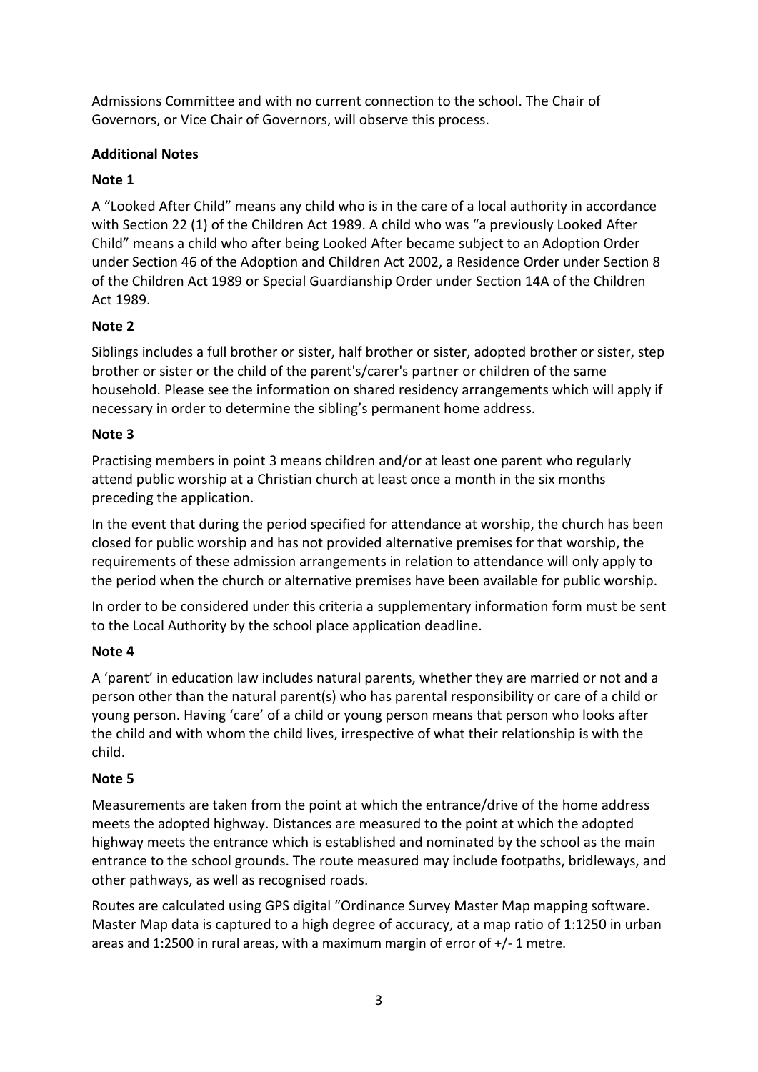Admissions Committee and with no current connection to the school. The Chair of Governors, or Vice Chair of Governors, will observe this process.

**Additional Notes**

**Note 1**

A "Looked After Child" means any child who is in the care of a local authority in accordance with Section 22 (1) of the Children Act 1989. A child who was "a previously Looked After Child" means a child who after being Looked After became subject to an Adoption Order under Section 46 of the Adoption and Children Act 2002, a Residence Order under Section 8 of the Children Act 1989 or Special Guardianship Order under Section 14A of the Children Act 1989.

**Note 2**

Siblings includes a full brother or sister, half brother or sister, adopted brother or sister, step brother or sister or the child of the parent's/carer's partner or children of the same household. Please see the information on shared residency arrangements which will apply if necessary in order to determine the sibling's permanent home address.

**Note 3**

Practising members in point 3 means children and/or at least one parent who regularly attend public worship at a Christian church at least once a month in the six months preceding the application.

In the event that during the period specified for attendance at worship, the church has been closed for public worship and has not provided alternative premises for that worship, the requirements of these admission arrangements in relation to attendance will only apply to the period when the church or alternative premises have been available for public worship.

In order to be considered under this criteria a supplementary information form must be sent to the Local Authority by the school place application deadline.

**Note 4**

A 'parent' in education law includes natural parents, whether they are married or not and a person other than the natural parent(s) who has parental responsibility or care of a child or young person. Having 'care' of a child or young person means that person who looks after the child and with whom the child lives, irrespective of what their relationship is with the child.

**Note 5**

Measurements are taken from the point at which the entrance/drive of the home address meets the adopted highway. Distances are measured to the point at which the adopted highway meets the entrance which is established and nominated by the school as the main entrance to the school grounds. The route measured may include footpaths, bridleways, and other pathways, as well as recognised roads.

Routes are calculated using GPS digital "Ordinance Survey Master Map mapping software. Master Map data is captured to a high degree of accuracy, at a map ratio of 1:1250 in urban areas and 1:2500 in rural areas, with a maximum margin of error of +/- 1 metre.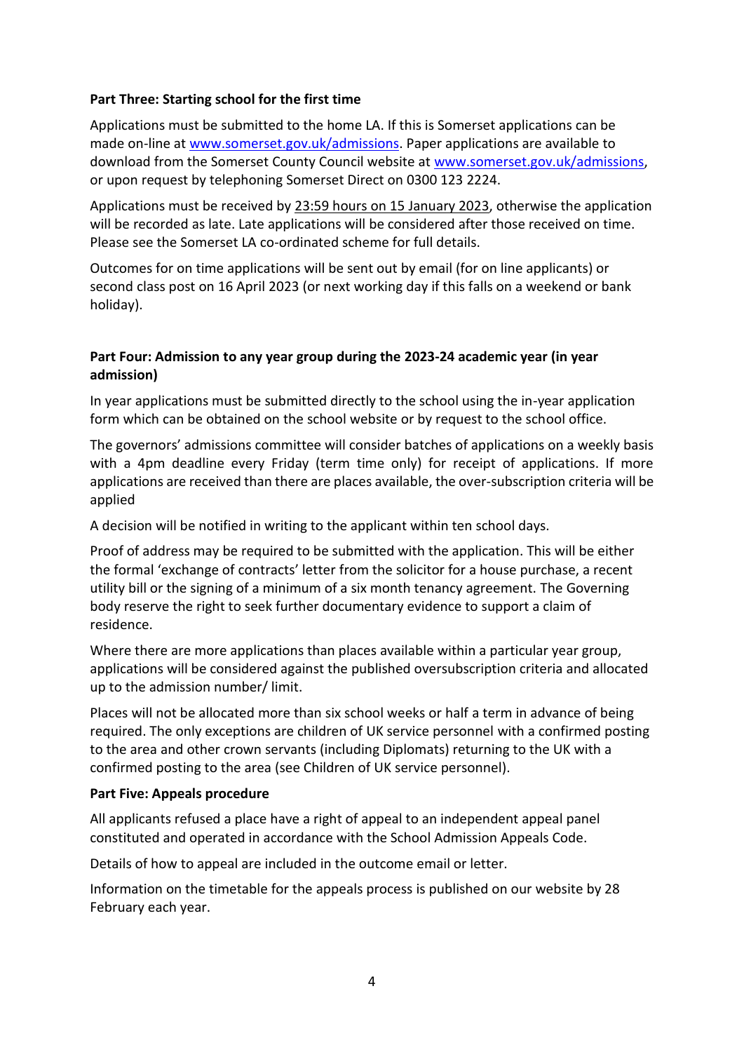**Part Three: Starting school for the first time**

Applications must be submitted to the home LA. If this is Somerset applications can be made on-line at www.somerset.gov.uk/admissions. Paper applications are available to download from the Somerset County Council website at www.somerset.gov.uk/admissions, or upon request by telephoning Somerset Direct on 0300 123 2224.

Applications must be received by 23:59 hours on 15 January 2023, otherwise the application will be recorded as late. Late applications will be considered after those received on time. Please see the Somerset LA co-ordinated scheme for full details.

Outcomes for on time applications will be sent out by email (for on line applicants) or second class post on 16 April 2023 (or next working day if this falls on a weekend or bank holiday).

**Part Four: Admission to any year group during the 2023-24 academic year (in year admission)**

In year applications must be submitted directly to the school using the in-year application form which can be obtained on the school website or by request to the school office.

The governors' admissions committee will consider batches of applications on a weekly basis with a 4pm deadline every Friday (term time only) for receipt of applications. If more applications are received than there are places available, the over-subscription criteria will be applied

A decision will be notified in writing to the applicant within ten school days.

Proof of address may be required to be submitted with the application. This will be either the formal 'exchange of contracts' letter from the solicitor for a house purchase, a recent utility bill or the signing of a minimum of a six month tenancy agreement. The Governing body reserve the right to seek further documentary evidence to support a claim of residence.

Where there are more applications than places available within a particular year group, applications will be considered against the published oversubscription criteria and allocated up to the admission number/ limit.

Places will not be allocated more than six school weeks or half a term in advance of being required. The only exceptions are children of UK service personnel with a confirmed posting to the area and other crown servants (including Diplomats) returning to the UK with a confirmed posting to the area (see Children of UK service personnel).

**Part Five: Appeals procedure**

All applicants refused a place have a right of appeal to an independent appeal panel constituted and operated in accordance with the School Admission Appeals Code.

Details of how to appeal are included in the outcome email or letter.

Information on the timetable for the appeals process is published on our website by 28 February each year.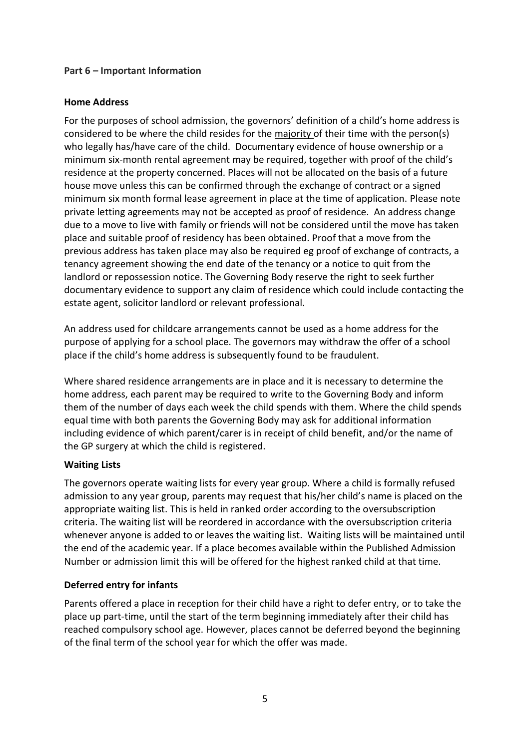## Part 6 – Important Information

### Home Address

For the purposes of school admission, the governors' definition of a child's home address is considered to be where the child resides for the majority of their time with the person(s) who legally has/have care of the child. Documentary evidence of house ownership or a minimum six-month rental agreement may be required, together with proof of the child's residence at the property concerned. Places will not be allocated on the basis of a future house move unless this can be confirmed through the exchange of contract or a signed minimum six month formal lease agreement in place at the time of application. Please note private letting agreements may not be accepted as proof of residence. An address change due to a move to live with family or friends will not be considered until the move has taken place and suitable proof of residency has been obtained. Proof that a move from the previous address has taken place may also be required eg proof of exchange of contracts, a tenancy agreement showing the end date of the tenancy or a notice to quit from the landlord or repossession notice. The Governing Body reserve the right to seek further documentary evidence to support any claim of residence which could include contacting the estate agent, solicitor landlord or relevant professional.

An address used for childcare arrangements cannot be used as a home address for the purpose of applying for a school place. The governors may withdraw the offer of a school place if the child's home address is subsequently found to be fraudulent.

Where shared residence arrangements are in place and it is necessary to determine the home address, each parent may be required to write to the Governing Body and inform them of the number of days each week the child spends with them. Where the child spends equal time with both parents the Governing Body may ask for additional information including evidence of which parent/carer is in receipt of child benefit, and/or the name of the GP surgery at which the child is registered.

### Waiting Lists

The governors operate waiting lists for every year group. Where a child is formally refused admission to any year group, parents may request that his/her child's name is placed on the appropriate waiting list. This is held in ranked order according to the oversubscription criteria. The waiting list will be reordered in accordance with the oversubscription criteria whenever anyone is added to or leaves the waiting list. Waiting lists will be maintained until the end of the academic year. If a place becomes available within the Published Admission Number or admission limit this will be offered for the highest ranked child at that time.

### Deferred entry for infants

Parents offered a place in reception for their child have a right to defer entry, or to take the place up part-time, until the start of the term beginning immediately after their child has reached compulsory school age. However, places cannot be deferred beyond the beginning of the final term of the school year for which the offer was made.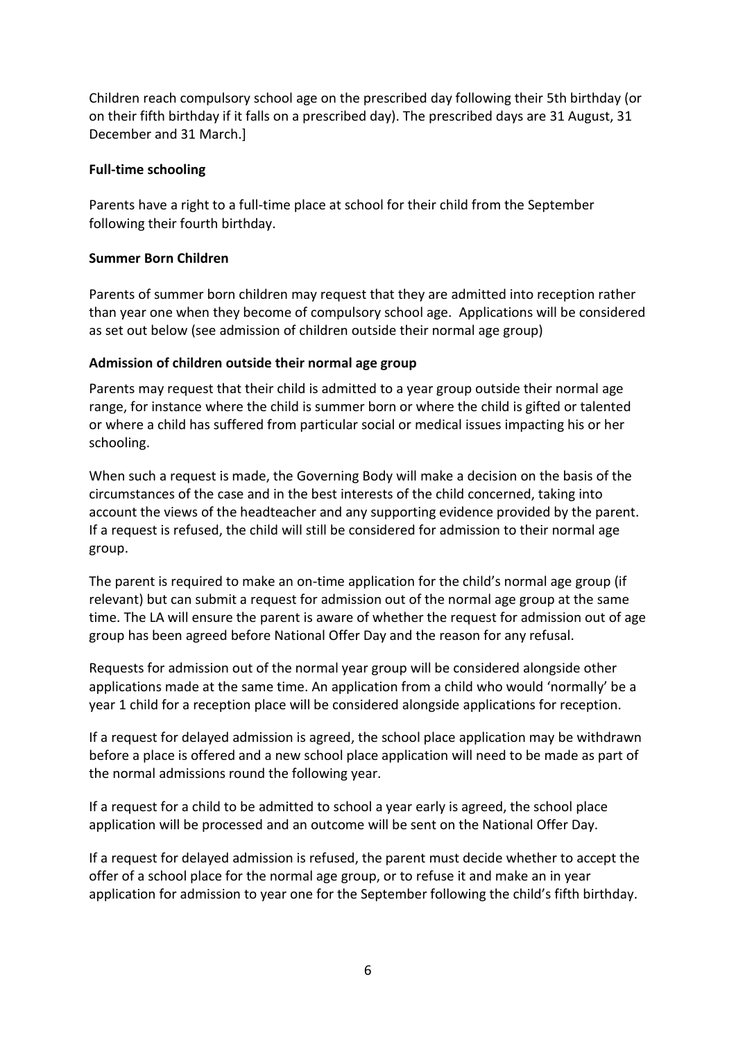Children reach compulsory school age on the prescribed day following their 5th birthday (or on their fifth birthday if it falls on a prescribed day). The prescribed days are 31 August, 31 December and 31 March.]

**Full-time schooling**

Parents have a right to a full-time place at school for their child from the September following their fourth birthday.

**Summer Born Children**

Parents of summer born children may request that they are admitted into reception rather than year one when they become of compulsory school age. Applications will be considered as set out below (see admission of children outside their normal age group)

**Admission of children outside their normal age group**

Parents may request that their child is admitted to a year group outside their normal age range, for instance where the child is summer born or where the child is gifted or talented or where a child has suffered from particular social or medical issues impacting his or her schooling.

When such a request is made, the Governing Body will make a decision on the basis of the circumstances of the case and in the best interests of the child concerned, taking into account the views of the headteacher and any supporting evidence provided by the parent. If a request is refused, the child will still be considered for admission to their normal age group.

The parent is required to make an on-time application for the child's normal age group (if relevant) but can submit a request for admission out of the normal age group at the same time. The LA will ensure the parent is aware of whether the request for admission out of age group has been agreed before National Offer Day and the reason for any refusal.

Requests for admission out of the normal year group will be considered alongside other applications made at the same time. An application from a child who would 'normally' be a year 1 child for a reception place will be considered alongside applications for reception.

If a request for delayed admission is agreed, the school place application may be withdrawn before a place is offered and a new school place application will need to be made as part of the normal admissions round the following year.

If a request for a child to be admitted to school a year early is agreed, the school place application will be processed and an outcome will be sent on the National Offer Day.

If a request for delayed admission is refused, the parent must decide whether to accept the offer of a school place for the normal age group, or to refuse it and make an in year application for admission to year one for the September following the child's fifth birthday.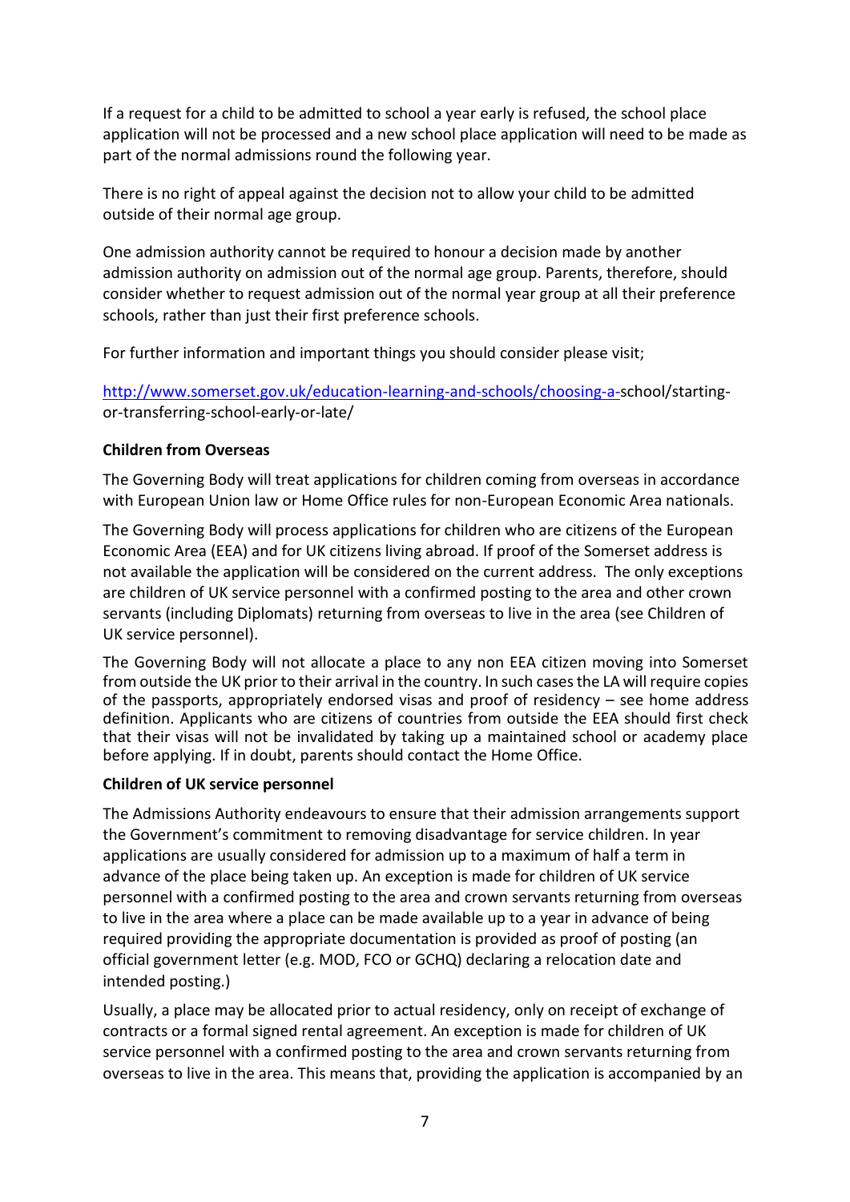If a request for a child to be admitted to school a year early is refused, the school place application will not be processed and a new school place application will need to be made as part of the normal admissions round the following year.

There is no right of appeal against the decision not to allow your child to be admitted outside of their normal age group.

One admission authority cannot be required to honour a decision made by another admission authority on admission out of the normal age group. Parents, therefore, should consider whether to request admission out of the normal year group at all their preference schools, rather than just their first preference schools.

For further information and important things you should consider please visit;

http://www.somerset.gov.uk/education-learning-and-schools/choosing-a-school/starting-or-transferring-school-early-or-late/

**Children from Overseas**

The Governing Body will treat applications for children coming from overseas in accordance with European Union law or Home Office rules for non-European Economic Area nationals.

The Governing Body will process applications for children who are citizens of the European Economic Area (EEA) and for UK citizens living abroad. If proof of the Somerset address is not available the application will be considered on the current address. The only exceptions are children of UK service personnel with a confirmed posting to the area and other crown servants (including Diplomats) returning from overseas to live in the area (see Children of UK service personnel).

The Governing Body will not allocate a place to any non EEA citizen moving into Somerset from outside the UK prior to their arrival in the country. In such cases the LA will require copies of the passports, appropriately endorsed visas and proof of residency – see home address definition. Applicants who are citizens of countries from outside the EEA should first check that their visas will not be invalidated by taking up a maintained school or academy place before applying. If in doubt, parents should contact the Home Office.

**Children of UK service personnel**

The Admissions Authority endeavours to ensure that their admission arrangements support the Government's commitment to removing disadvantage for service children. In year applications are usually considered for admission up to a maximum of half a term in advance of the place being taken up. An exception is made for children of UK service personnel with a confirmed posting to the area and crown servants returning from overseas to live in the area where a place can be made available up to a year in advance of being required providing the appropriate documentation is provided as proof of posting (an official government letter (e.g. MOD, FCO or GCHQ) declaring a relocation date and intended posting.)

Usually, a place may be allocated prior to actual residency, only on receipt of exchange of contracts or a formal signed rental agreement. An exception is made for children of UK service personnel with a confirmed posting to the area and crown servants returning from overseas to live in the area. This means that, providing the application is accompanied by an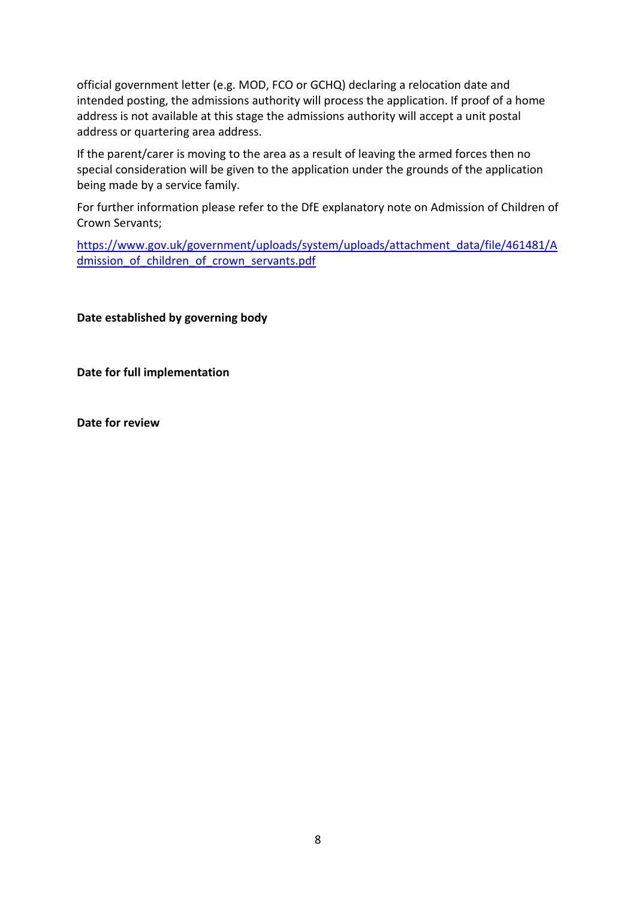official government letter (e.g. MOD, FCO or GCHQ) declaring a relocation date and intended posting, the admissions authority will process the application. If proof of a home address is not available at this stage the admissions authority will accept a unit postal address or quartering area address.

If the parent/carer is moving to the area as a result of leaving the armed forces then no special consideration will be given to the application under the grounds of the application being made by a service family.

For further information please refer to the DfE explanatory note on Admission of Children of Crown Servants;

[https://www.gov.uk/government/uploads/system/uploads/attachment_data/file/461481/Admission_of_children_of_crown_servants.pdf](https://www.gov.uk/government/uploads/system/uploads/attachment_data/file/461481/Admission_of_children_of_crown_servants.pdf)

**Date established by governing body**

**Date for full implementation**

**Date for review**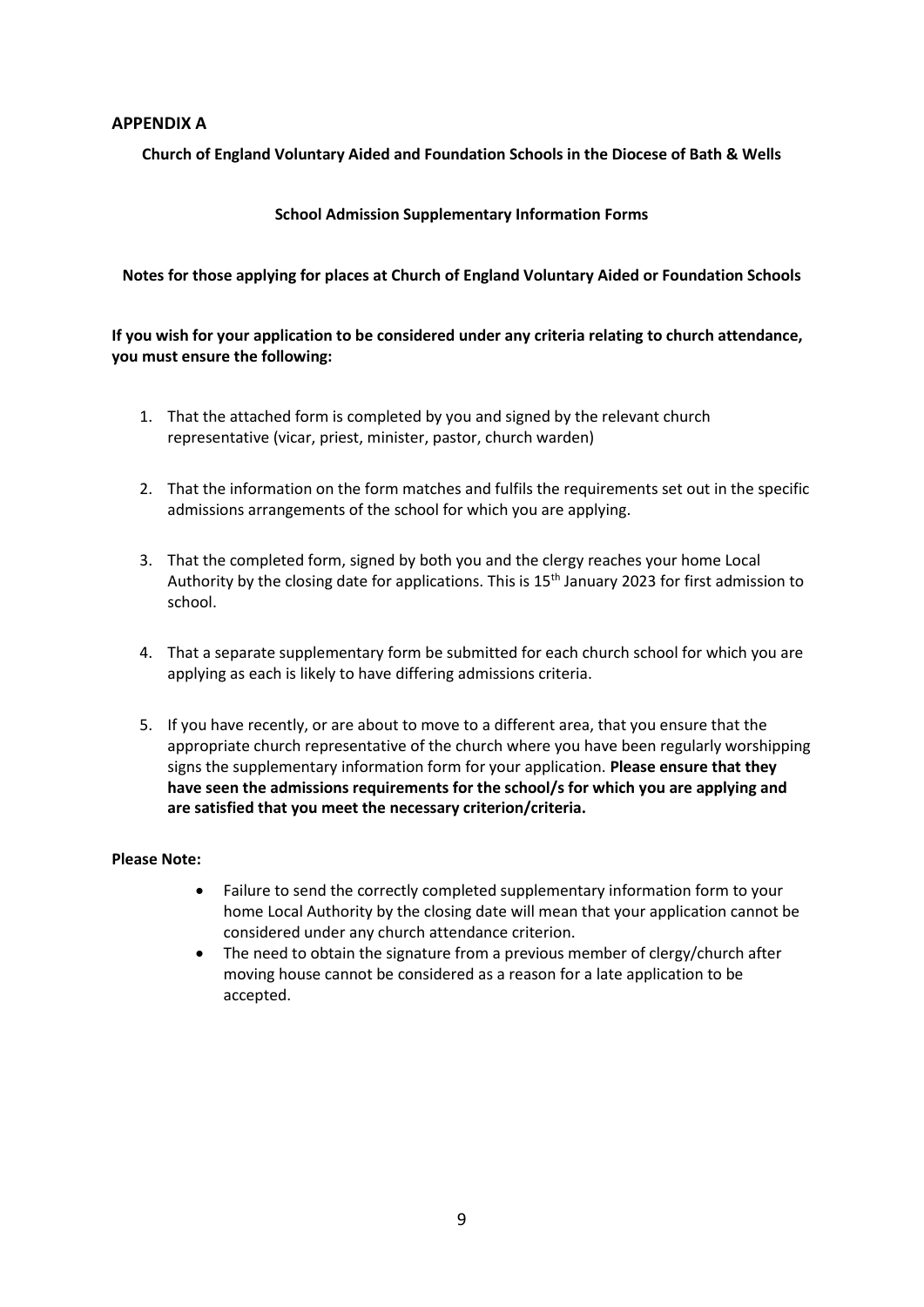## APPENDIX A

**Church of England Voluntary Aided and Foundation Schools in the Diocese of Bath & Wells**

**School Admission Supplementary Information Forms**

**Notes for those applying for places at Church of England Voluntary Aided or Foundation Schools**

**If you wish for your application to be considered under any criteria relating to church attendance, you must ensure the following:**

1. That the attached form is completed by you and signed by the relevant church representative (vicar, priest, minister, pastor, church warden)

2. That the information on the form matches and fulfils the requirements set out in the specific admissions arrangements of the school for which you are applying.

3. That the completed form, signed by both you and the clergy reaches your home Local Authority by the closing date for applications. This is 15th January 2023 for first admission to school.

4. That a separate supplementary form be submitted for each church school for which you are applying as each is likely to have differing admissions criteria.

5. If you have recently, or are about to move to a different area, that you ensure that the appropriate church representative of the church where you have been regularly worshipping signs the supplementary information form for your application. **Please ensure that they have seen the admissions requirements for the school/s for which you are applying and are satisfied that you meet the necessary criterion/criteria.**

**Please Note:**

- Failure to send the correctly completed supplementary information form to your home Local Authority by the closing date will mean that your application cannot be considered under any church attendance criterion.
- The need to obtain the signature from a previous member of clergy/church after moving house cannot be considered as a reason for a late application to be accepted.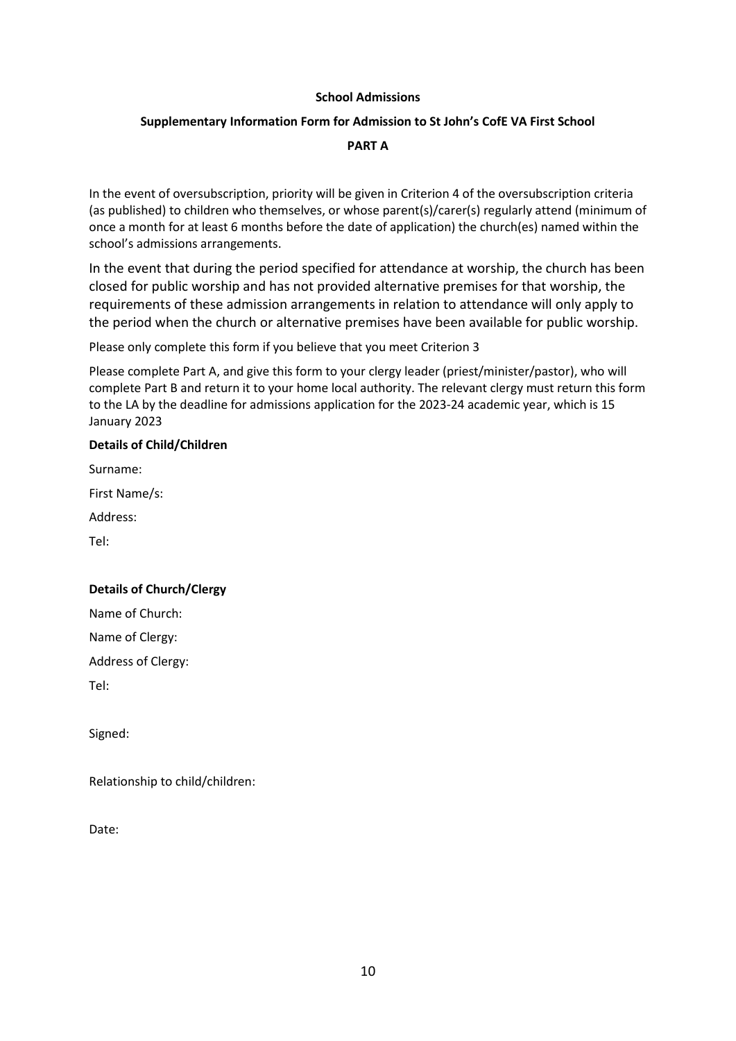**School Admissions**

**Supplementary Information Form for Admission to St John's CofE VA First School**

**PART A**

In the event of oversubscription, priority will be given in Criterion 4 of the oversubscription criteria (as published) to children who themselves, or whose parent(s)/carer(s) regularly attend (minimum of once a month for at least 6 months before the date of application) the church(es) named within the school's admissions arrangements.

In the event that during the period specified for attendance at worship, the church has been closed for public worship and has not provided alternative premises for that worship, the requirements of these admission arrangements in relation to attendance will only apply to the period when the church or alternative premises have been available for public worship.

Please only complete this form if you believe that you meet Criterion 3

Please complete Part A, and give this form to your clergy leader (priest/minister/pastor), who will complete Part B and return it to your home local authority. The relevant clergy must return this form to the LA by the deadline for admissions application for the 2023-24 academic year, which is 15 January 2023

**Details of Child/Children**

Surname:

First Name/s:

Address:

Tel:

**Details of Church/Clergy**

Name of Church:

Name of Clergy:

Address of Clergy:

Tel:

Signed:

Relationship to child/children:

Date: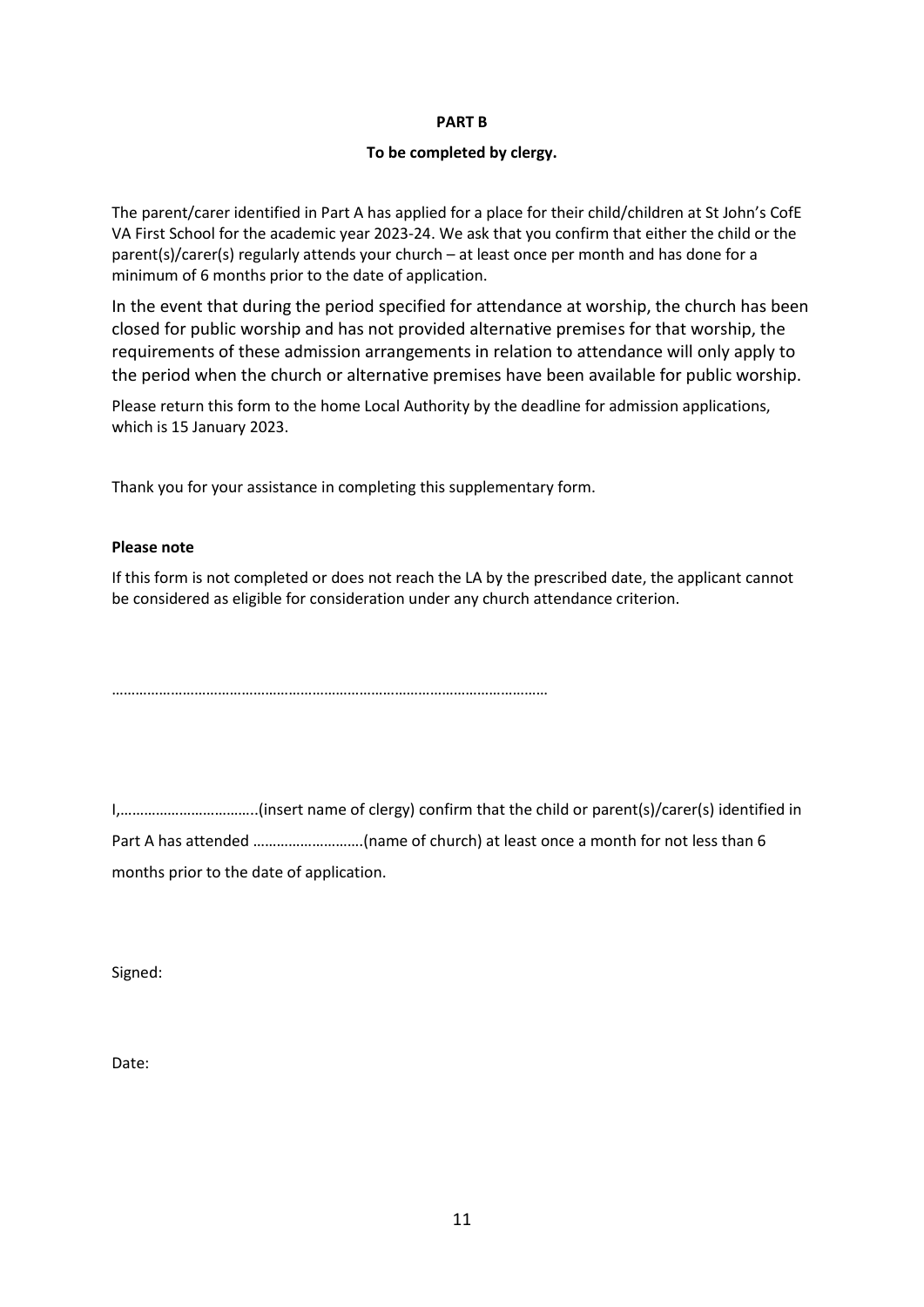**PART B**

**To be completed by clergy.**

The parent/carer identified in Part A has applied for a place for their child/children at St John's CofE VA First School for the academic year 2023-24. We ask that you confirm that either the child or the parent(s)/carer(s) regularly attends your church – at least once per month and has done for a minimum of 6 months prior to the date of application.

In the event that during the period specified for attendance at worship, the church has been closed for public worship and has not provided alternative premises for that worship, the requirements of these admission arrangements in relation to attendance will only apply to the period when the church or alternative premises have been available for public worship.

Please return this form to the home Local Authority by the deadline for admission applications, which is 15 January 2023.

Thank you for your assistance in completing this supplementary form.

**Please note**

If this form is not completed or does not reach the LA by the prescribed date, the applicant cannot be considered as eligible for consideration under any church attendance criterion.

…………………………………………………………………………………………………

I,……………………………..(insert name of clergy) confirm that the child or parent(s)/carer(s) identified in Part A has attended ……………………….(name of church) at least once a month for not less than 6 months prior to the date of application.

Signed:

Date: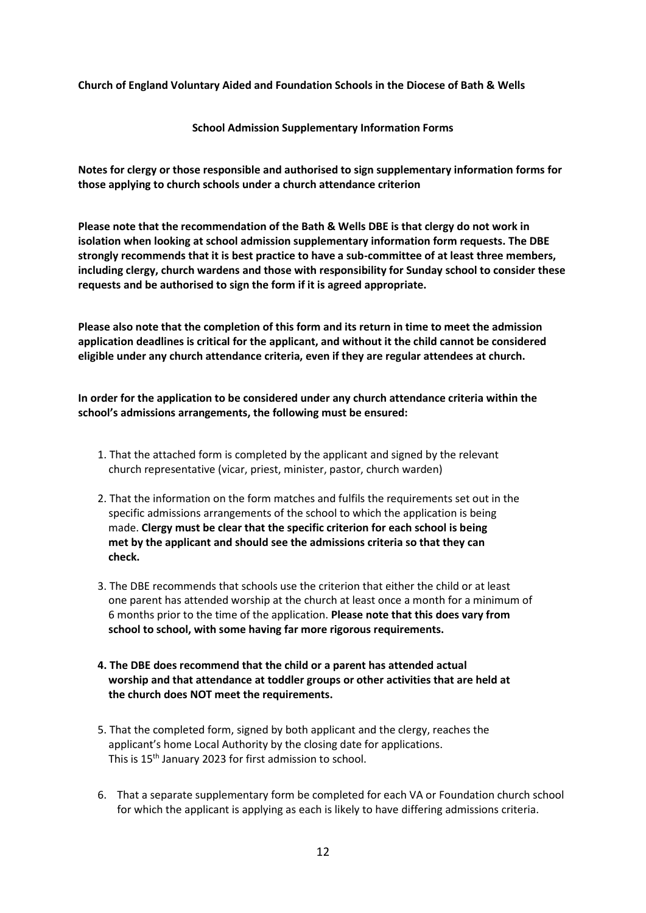**Church of England Voluntary Aided and Foundation Schools in the Diocese of Bath & Wells**

**School Admission Supplementary Information Forms**

**Notes for clergy or those responsible and authorised to sign supplementary information forms for those applying to church schools under a church attendance criterion**

**Please note that the recommendation of the Bath & Wells DBE is that clergy do not work in isolation when looking at school admission supplementary information form requests. The DBE strongly recommends that it is best practice to have a sub-committee of at least three members, including clergy, church wardens and those with responsibility for Sunday school to consider these requests and be authorised to sign the form if it is agreed appropriate.**

**Please also note that the completion of this form and its return in time to meet the admission application deadlines is critical for the applicant, and without it the child cannot be considered eligible under any church attendance criteria, even if they are regular attendees at church.**

**In order for the application to be considered under any church attendance criteria within the school's admissions arrangements, the following must be ensured:**

1. That the attached form is completed by the applicant and signed by the relevant church representative (vicar, priest, minister, pastor, church warden)
2. That the information on the form matches and fulfils the requirements set out in the specific admissions arrangements of the school to which the application is being made. **Clergy must be clear that the specific criterion for each school is being met by the applicant and should see the admissions criteria so that they can check.**
3. The DBE recommends that schools use the criterion that either the child or at least one parent has attended worship at the church at least once a month for a minimum of 6 months prior to the time of the application. **Please note that this does vary from school to school, with some having far more rigorous requirements.**
4. **The DBE does recommend that the child or a parent has attended actual worship and that attendance at toddler groups or other activities that are held at the church does NOT meet the requirements.**
5. That the completed form, signed by both applicant and the clergy, reaches the applicant's home Local Authority by the closing date for applications. This is 15th January 2023 for first admission to school.
6. That a separate supplementary form be completed for each VA or Foundation church school for which the applicant is applying as each is likely to have differing admissions criteria.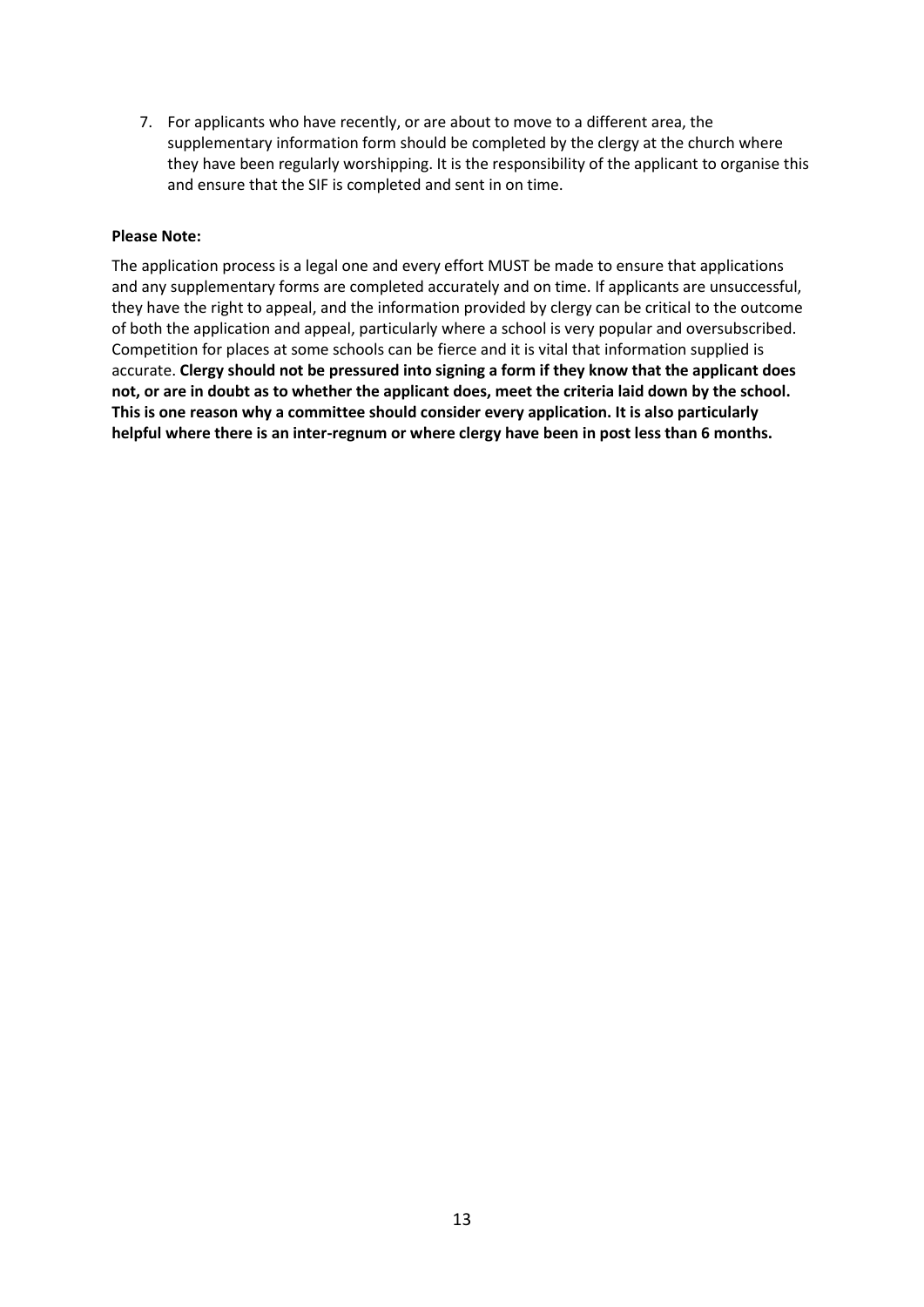7. For applicants who have recently, or are about to move to a different area, the supplementary information form should be completed by the clergy at the church where they have been regularly worshipping. It is the responsibility of the applicant to organise this and ensure that the SIF is completed and sent in on time.

**Please Note:**

The application process is a legal one and every effort MUST be made to ensure that applications and any supplementary forms are completed accurately and on time. If applicants are unsuccessful, they have the right to appeal, and the information provided by clergy can be critical to the outcome of both the application and appeal, particularly where a school is very popular and oversubscribed. Competition for places at some schools can be fierce and it is vital that information supplied is accurate. **Clergy should not be pressured into signing a form if they know that the applicant does not, or are in doubt as to whether the applicant does, meet the criteria laid down by the school. This is one reason why a committee should consider every application. It is also particularly helpful where there is an inter-regnum or where clergy have been in post less than 6 months.**